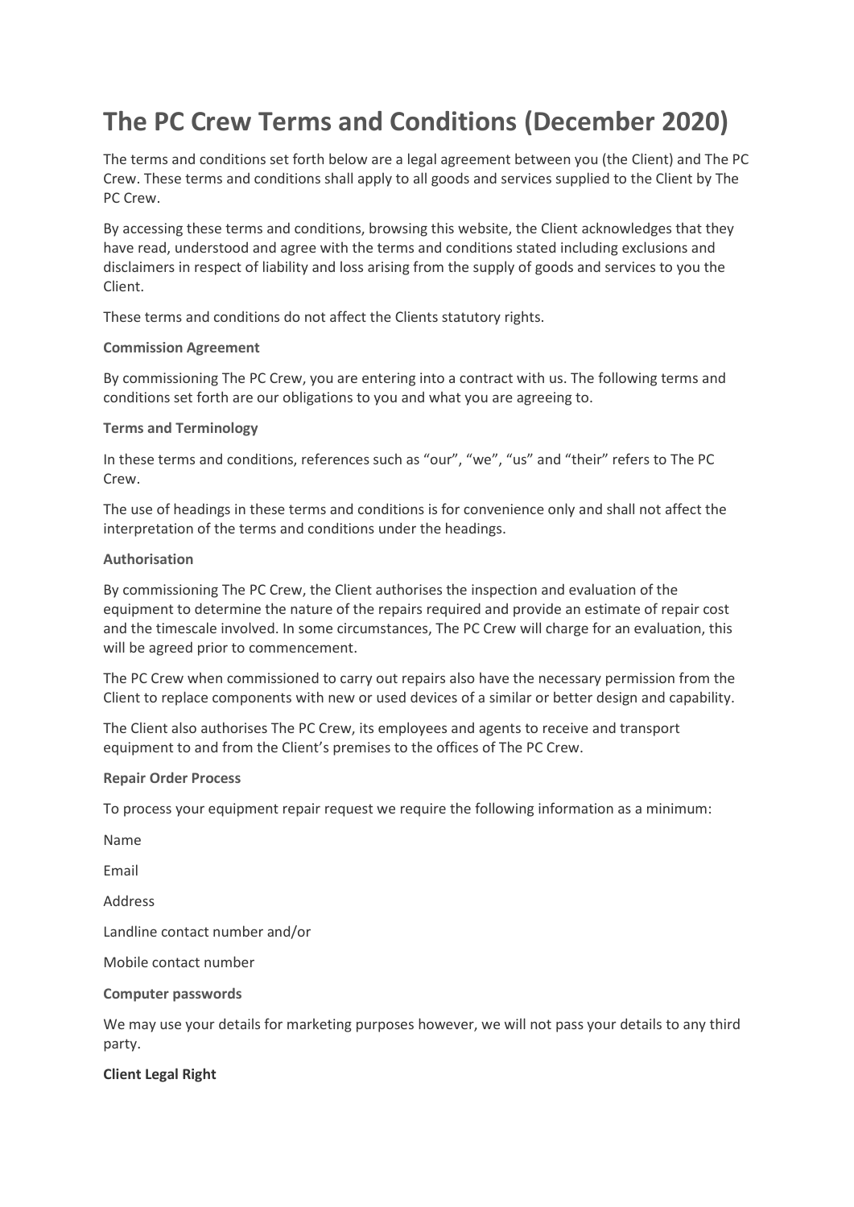# The PC Crew Terms and Conditions (December 2020)

The terms and conditions set forth below are a legal agreement between you (the Client) and The PC Crew. These terms and conditions shall apply to all goods and services supplied to the Client by The PC Crew.

By accessing these terms and conditions, browsing this website, the Client acknowledges that they have read, understood and agree with the terms and conditions stated including exclusions and disclaimers in respect of liability and loss arising from the supply of goods and services to you the Client.

These terms and conditions do not affect the Clients statutory rights.

**Commission Agreement**

By commissioning The PC Crew, you are entering into a contract with us. The following terms and conditions set forth are our obligations to you and what you are agreeing to.

**Terms and Terminology**

In these terms and conditions, references such as "our", "we", "us" and "their" refers to The PC Crew.

The use of headings in these terms and conditions is for convenience only and shall not affect the interpretation of the terms and conditions under the headings.

**Authorisation**

By commissioning The PC Crew, the Client authorises the inspection and evaluation of the equipment to determine the nature of the repairs required and provide an estimate of repair cost and the timescale involved. In some circumstances, The PC Crew will charge for an evaluation, this will be agreed prior to commencement.

The PC Crew when commissioned to carry out repairs also have the necessary permission from the Client to replace components with new or used devices of a similar or better design and capability.

The Client also authorises The PC Crew, its employees and agents to receive and transport equipment to and from the Client's premises to the offices of The PC Crew.

**Repair Order Process**

To process your equipment repair request we require the following information as a minimum:

Name

Email

Address

Landline contact number and/or

Mobile contact number

**Computer passwords**

We may use your details for marketing purposes however, we will not pass your details to any third party.

**Client Legal Right**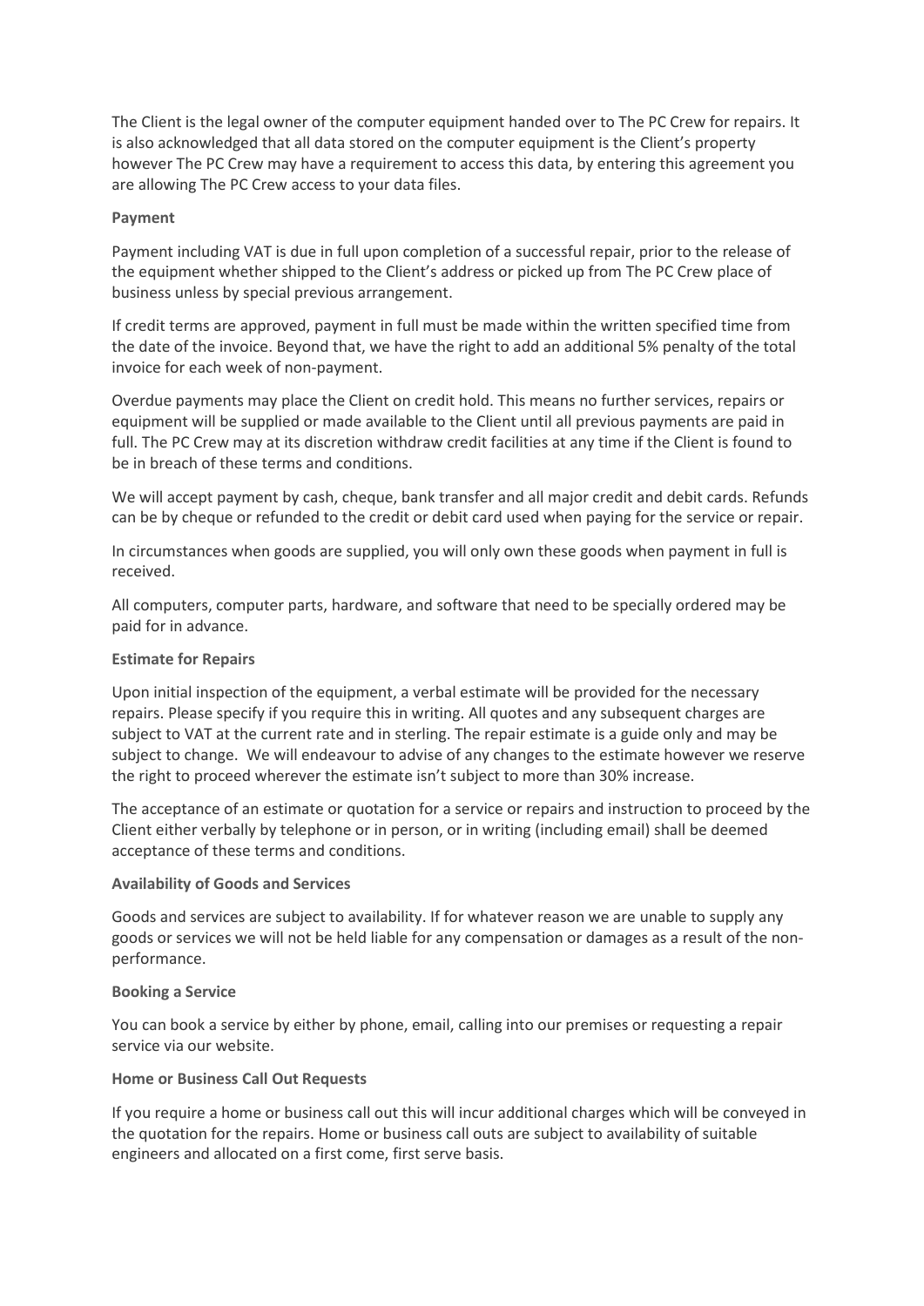The Client is the legal owner of the computer equipment handed over to The PC Crew for repairs. It is also acknowledged that all data stored on the computer equipment is the Client's property however The PC Crew may have a requirement to access this data, by entering this agreement you are allowing The PC Crew access to your data files.

**Payment**

Payment including VAT is due in full upon completion of a successful repair, prior to the release of the equipment whether shipped to the Client's address or picked up from The PC Crew place of business unless by special previous arrangement.

If credit terms are approved, payment in full must be made within the written specified time from the date of the invoice. Beyond that, we have the right to add an additional 5% penalty of the total invoice for each week of non-payment.

Overdue payments may place the Client on credit hold. This means no further services, repairs or equipment will be supplied or made available to the Client until all previous payments are paid in full. The PC Crew may at its discretion withdraw credit facilities at any time if the Client is found to be in breach of these terms and conditions.

We will accept payment by cash, cheque, bank transfer and all major credit and debit cards. Refunds can be by cheque or refunded to the credit or debit card used when paying for the service or repair.

In circumstances when goods are supplied, you will only own these goods when payment in full is received.

All computers, computer parts, hardware, and software that need to be specially ordered may be paid for in advance.

**Estimate for Repairs**

Upon initial inspection of the equipment, a verbal estimate will be provided for the necessary repairs. Please specify if you require this in writing. All quotes and any subsequent charges are subject to VAT at the current rate and in sterling. The repair estimate is a guide only and may be subject to change. We will endeavour to advise of any changes to the estimate however we reserve the right to proceed wherever the estimate isn't subject to more than 30% increase.

The acceptance of an estimate or quotation for a service or repairs and instruction to proceed by the Client either verbally by telephone or in person, or in writing (including email) shall be deemed acceptance of these terms and conditions.

**Availability of Goods and Services**

Goods and services are subject to availability. If for whatever reason we are unable to supply any goods or services we will not be held liable for any compensation or damages as a result of the non-performance.

**Booking a Service**

You can book a service by either by phone, email, calling into our premises or requesting a repair service via our website.

**Home or Business Call Out Requests**

If you require a home or business call out this will incur additional charges which will be conveyed in the quotation for the repairs. Home or business call outs are subject to availability of suitable engineers and allocated on a first come, first serve basis.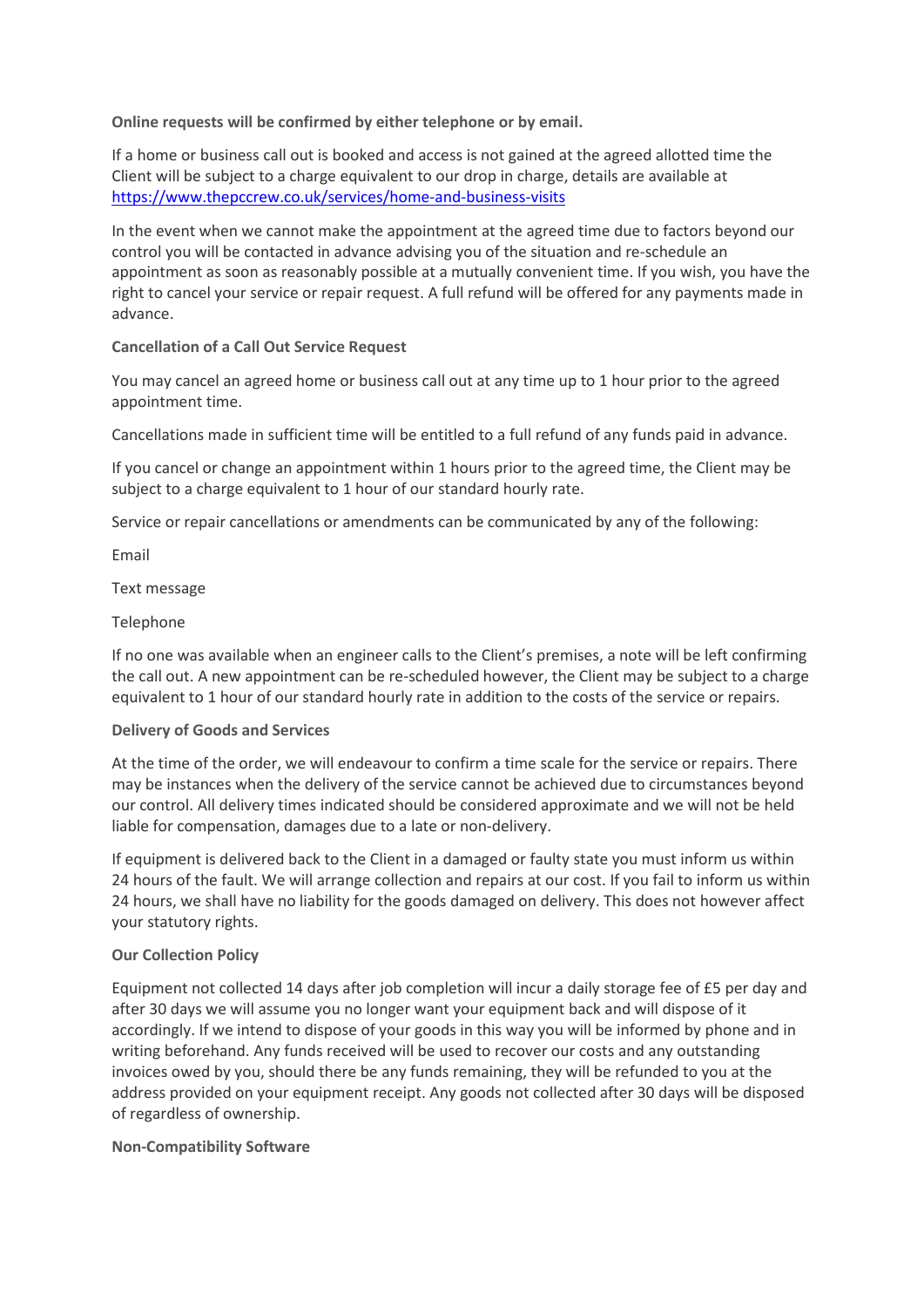**Online requests will be confirmed by either telephone or by email.**

If a home or business call out is booked and access is not gained at the agreed allotted time the Client will be subject to a charge equivalent to our drop in charge, details are available at https://www.thepccrew.co.uk/services/home-and-business-visits

In the event when we cannot make the appointment at the agreed time due to factors beyond our control you will be contacted in advance advising you of the situation and re-schedule an appointment as soon as reasonably possible at a mutually convenient time. If you wish, you have the right to cancel your service or repair request. A full refund will be offered for any payments made in advance.

**Cancellation of a Call Out Service Request**

You may cancel an agreed home or business call out at any time up to 1 hour prior to the agreed appointment time.

Cancellations made in sufficient time will be entitled to a full refund of any funds paid in advance.

If you cancel or change an appointment within 1 hours prior to the agreed time, the Client may be subject to a charge equivalent to 1 hour of our standard hourly rate.

Service or repair cancellations or amendments can be communicated by any of the following:

Email

Text message

Telephone

If no one was available when an engineer calls to the Client's premises, a note will be left confirming the call out. A new appointment can be re-scheduled however, the Client may be subject to a charge equivalent to 1 hour of our standard hourly rate in addition to the costs of the service or repairs.

**Delivery of Goods and Services**

At the time of the order, we will endeavour to confirm a time scale for the service or repairs. There may be instances when the delivery of the service cannot be achieved due to circumstances beyond our control. All delivery times indicated should be considered approximate and we will not be held liable for compensation, damages due to a late or non-delivery.

If equipment is delivered back to the Client in a damaged or faulty state you must inform us within 24 hours of the fault. We will arrange collection and repairs at our cost. If you fail to inform us within 24 hours, we shall have no liability for the goods damaged on delivery. This does not however affect your statutory rights.

**Our Collection Policy**

Equipment not collected 14 days after job completion will incur a daily storage fee of £5 per day and after 30 days we will assume you no longer want your equipment back and will dispose of it accordingly. If we intend to dispose of your goods in this way you will be informed by phone and in writing beforehand. Any funds received will be used to recover our costs and any outstanding invoices owed by you, should there be any funds remaining, they will be refunded to you at the address provided on your equipment receipt. Any goods not collected after 30 days will be disposed of regardless of ownership.

**Non-Compatibility Software**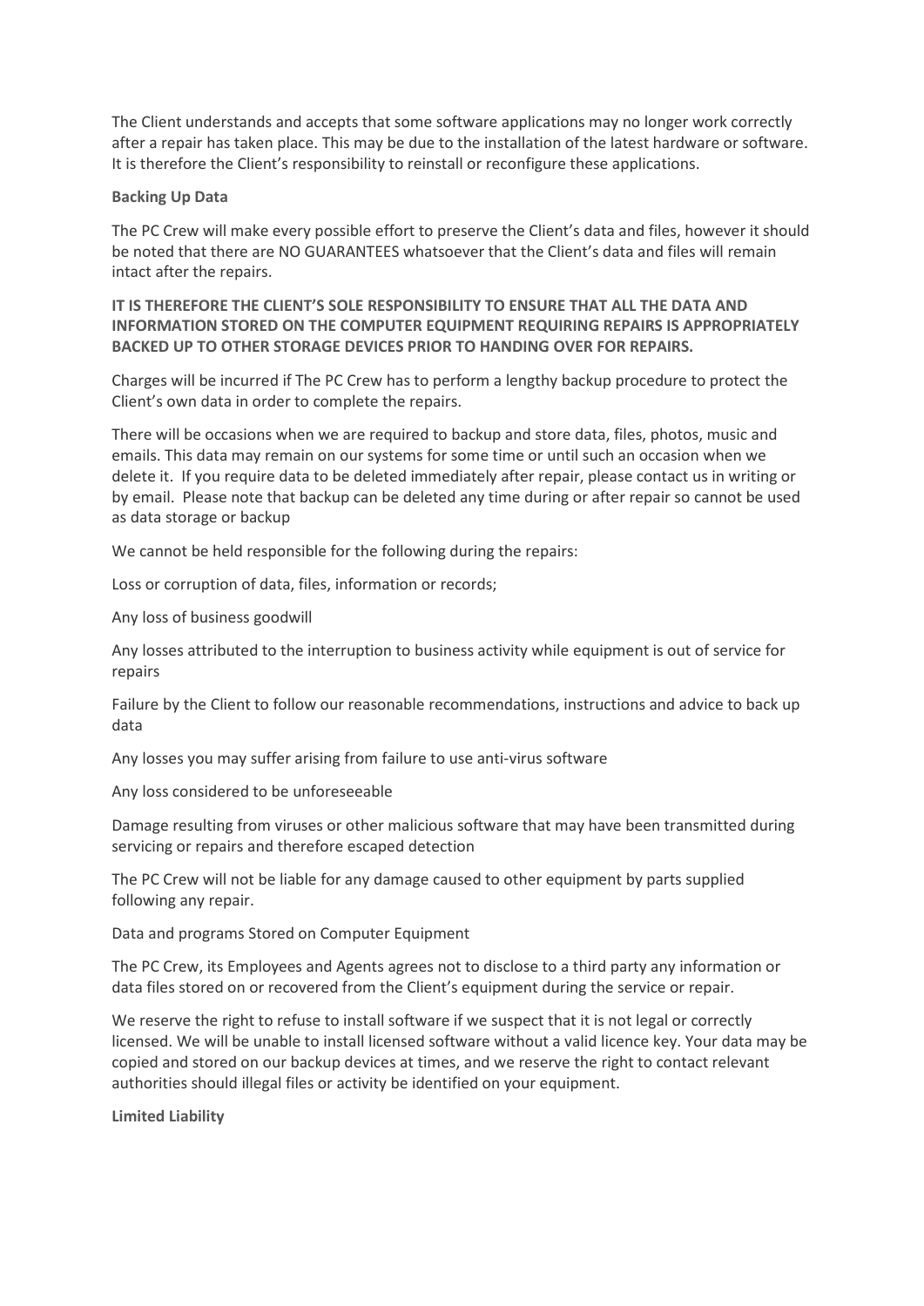The Client understands and accepts that some software applications may no longer work correctly after a repair has taken place. This may be due to the installation of the latest hardware or software. It is therefore the Client's responsibility to reinstall or reconfigure these applications.

**Backing Up Data**

The PC Crew will make every possible effort to preserve the Client's data and files, however it should be noted that there are NO GUARANTEES whatsoever that the Client's data and files will remain intact after the repairs.

**IT IS THEREFORE THE CLIENT'S SOLE RESPONSIBILITY TO ENSURE THAT ALL THE DATA AND INFORMATION STORED ON THE COMPUTER EQUIPMENT REQUIRING REPAIRS IS APPROPRIATELY BACKED UP TO OTHER STORAGE DEVICES PRIOR TO HANDING OVER FOR REPAIRS.**

Charges will be incurred if The PC Crew has to perform a lengthy backup procedure to protect the Client's own data in order to complete the repairs.

There will be occasions when we are required to backup and store data, files, photos, music and emails. This data may remain on our systems for some time or until such an occasion when we delete it. If you require data to be deleted immediately after repair, please contact us in writing or by email. Please note that backup can be deleted any time during or after repair so cannot be used as data storage or backup

We cannot be held responsible for the following during the repairs:

Loss or corruption of data, files, information or records;

Any loss of business goodwill

Any losses attributed to the interruption to business activity while equipment is out of service for repairs

Failure by the Client to follow our reasonable recommendations, instructions and advice to back up data

Any losses you may suffer arising from failure to use anti-virus software

Any loss considered to be unforeseeable

Damage resulting from viruses or other malicious software that may have been transmitted during servicing or repairs and therefore escaped detection

The PC Crew will not be liable for any damage caused to other equipment by parts supplied following any repair.

Data and programs Stored on Computer Equipment

The PC Crew, its Employees and Agents agrees not to disclose to a third party any information or data files stored on or recovered from the Client's equipment during the service or repair.

We reserve the right to refuse to install software if we suspect that it is not legal or correctly licensed. We will be unable to install licensed software without a valid licence key. Your data may be copied and stored on our backup devices at times, and we reserve the right to contact relevant authorities should illegal files or activity be identified on your equipment.

**Limited Liability**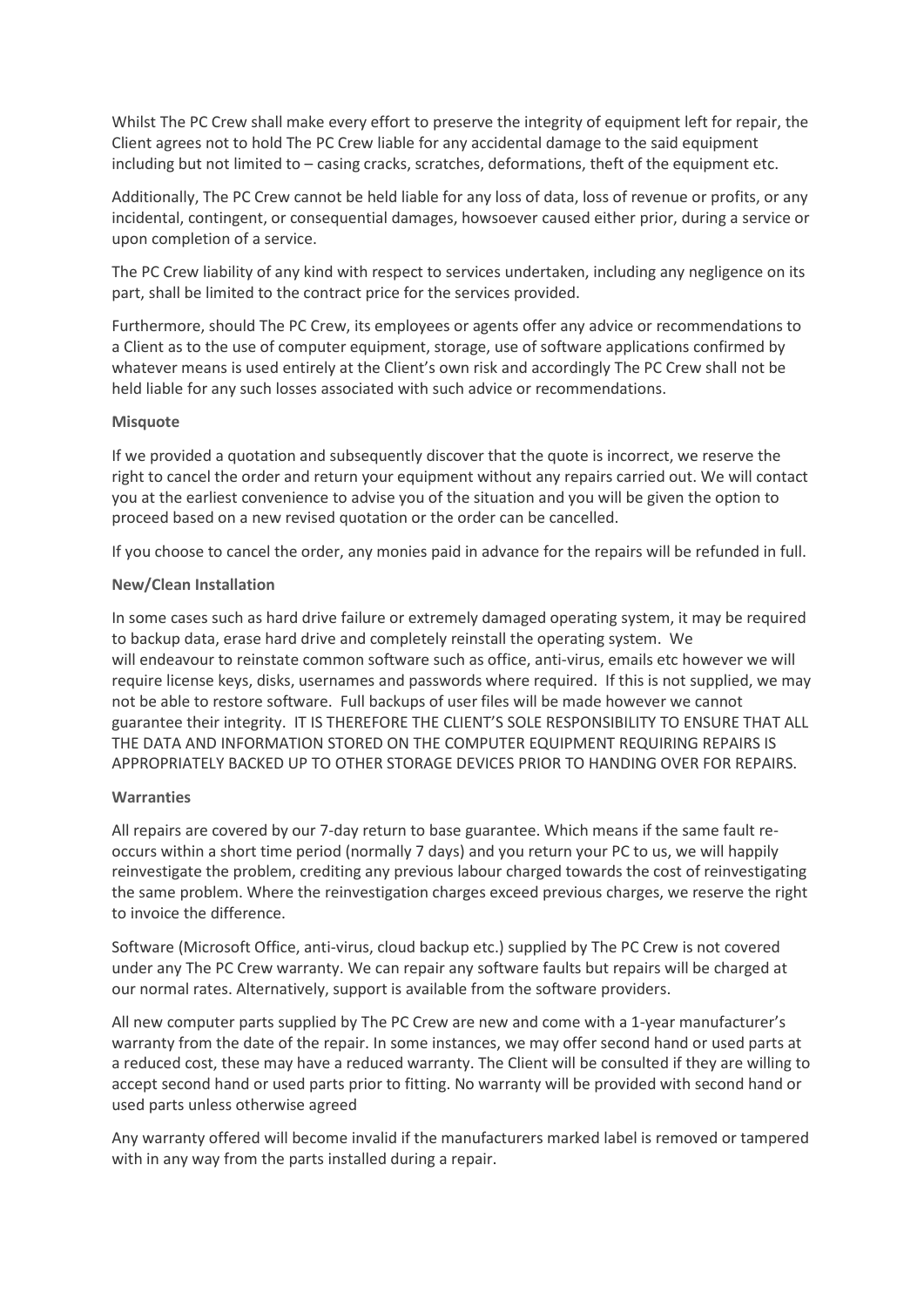Whilst The PC Crew shall make every effort to preserve the integrity of equipment left for repair, the Client agrees not to hold The PC Crew liable for any accidental damage to the said equipment including but not limited to – casing cracks, scratches, deformations, theft of the equipment etc.

Additionally, The PC Crew cannot be held liable for any loss of data, loss of revenue or profits, or any incidental, contingent, or consequential damages, howsoever caused either prior, during a service or upon completion of a service.

The PC Crew liability of any kind with respect to services undertaken, including any negligence on its part, shall be limited to the contract price for the services provided.

Furthermore, should The PC Crew, its employees or agents offer any advice or recommendations to a Client as to the use of computer equipment, storage, use of software applications confirmed by whatever means is used entirely at the Client's own risk and accordingly The PC Crew shall not be held liable for any such losses associated with such advice or recommendations.

**Misquote**

If we provided a quotation and subsequently discover that the quote is incorrect, we reserve the right to cancel the order and return your equipment without any repairs carried out. We will contact you at the earliest convenience to advise you of the situation and you will be given the option to proceed based on a new revised quotation or the order can be cancelled.

If you choose to cancel the order, any monies paid in advance for the repairs will be refunded in full.

**New/Clean Installation**

In some cases such as hard drive failure or extremely damaged operating system, it may be required to backup data, erase hard drive and completely reinstall the operating system. We will endeavour to reinstate common software such as office, anti-virus, emails etc however we will require license keys, disks, usernames and passwords where required. If this is not supplied, we may not be able to restore software. Full backups of user files will be made however we cannot guarantee their integrity. IT IS THEREFORE THE CLIENT'S SOLE RESPONSIBILITY TO ENSURE THAT ALL THE DATA AND INFORMATION STORED ON THE COMPUTER EQUIPMENT REQUIRING REPAIRS IS APPROPRIATELY BACKED UP TO OTHER STORAGE DEVICES PRIOR TO HANDING OVER FOR REPAIRS.

**Warranties**

All repairs are covered by our 7-day return to base guarantee. Which means if the same fault re-occurs within a short time period (normally 7 days) and you return your PC to us, we will happily reinvestigate the problem, crediting any previous labour charged towards the cost of reinvestigating the same problem. Where the reinvestigation charges exceed previous charges, we reserve the right to invoice the difference.

Software (Microsoft Office, anti-virus, cloud backup etc.) supplied by The PC Crew is not covered under any The PC Crew warranty. We can repair any software faults but repairs will be charged at our normal rates. Alternatively, support is available from the software providers.

All new computer parts supplied by The PC Crew are new and come with a 1-year manufacturer's warranty from the date of the repair. In some instances, we may offer second hand or used parts at a reduced cost, these may have a reduced warranty. The Client will be consulted if they are willing to accept second hand or used parts prior to fitting. No warranty will be provided with second hand or used parts unless otherwise agreed

Any warranty offered will become invalid if the manufacturers marked label is removed or tampered with in any way from the parts installed during a repair.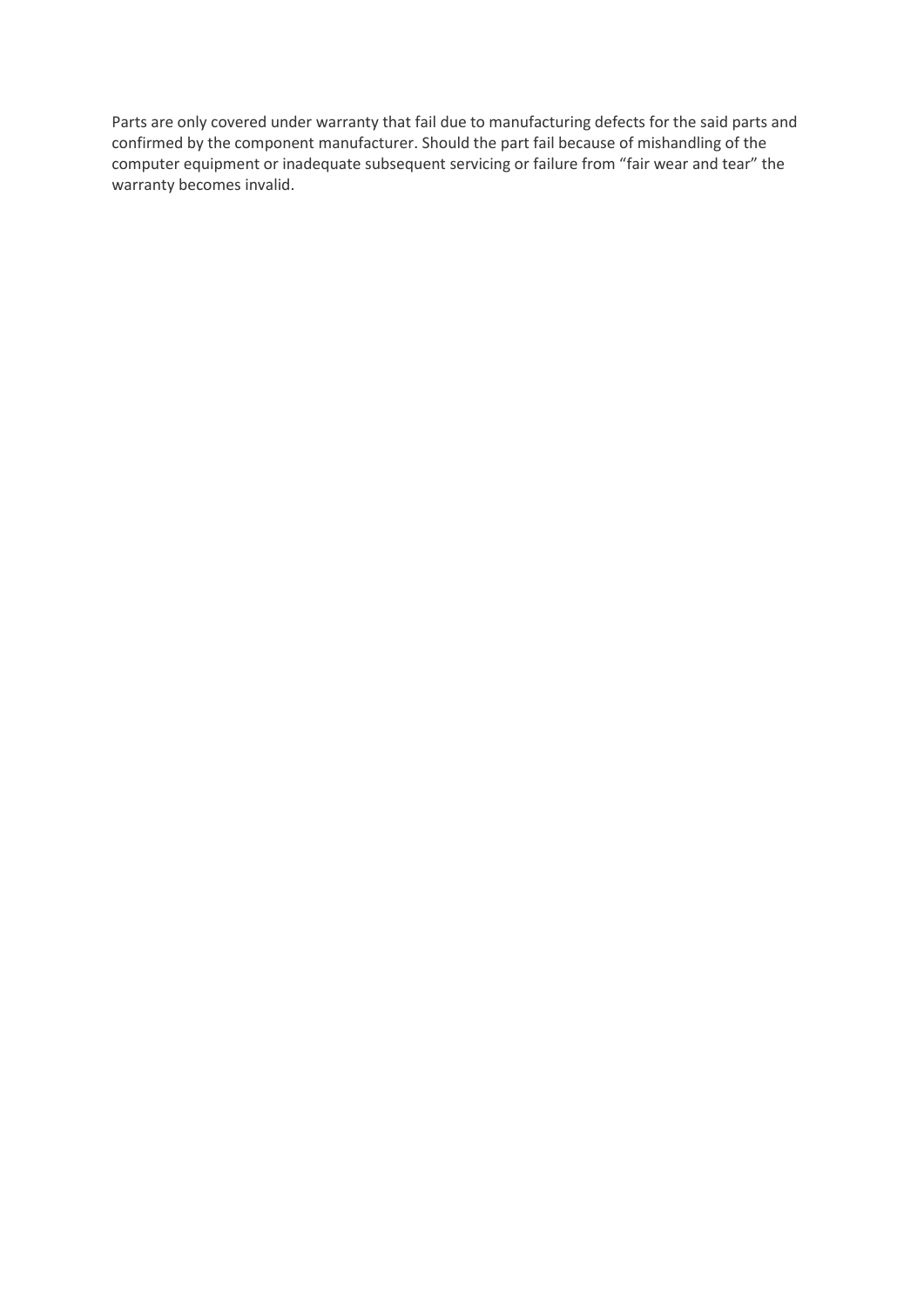Parts are only covered under warranty that fail due to manufacturing defects for the said parts and confirmed by the component manufacturer. Should the part fail because of mishandling of the computer equipment or inadequate subsequent servicing or failure from “fair wear and tear” the warranty becomes invalid.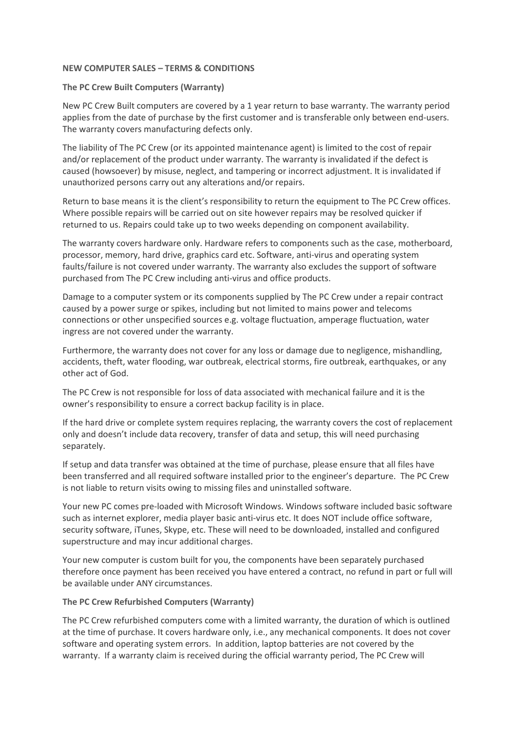**NEW COMPUTER SALES – TERMS & CONDITIONS**

**The PC Crew Built Computers (Warranty)**

New PC Crew Built computers are covered by a 1 year return to base warranty. The warranty period applies from the date of purchase by the first customer and is transferable only between end-users. The warranty covers manufacturing defects only.

The liability of The PC Crew (or its appointed maintenance agent) is limited to the cost of repair and/or replacement of the product under warranty. The warranty is invalidated if the defect is caused (howsoever) by misuse, neglect, and tampering or incorrect adjustment. It is invalidated if unauthorized persons carry out any alterations and/or repairs.

Return to base means it is the client's responsibility to return the equipment to The PC Crew offices. Where possible repairs will be carried out on site however repairs may be resolved quicker if returned to us. Repairs could take up to two weeks depending on component availability.

The warranty covers hardware only. Hardware refers to components such as the case, motherboard, processor, memory, hard drive, graphics card etc. Software, anti-virus and operating system faults/failure is not covered under warranty. The warranty also excludes the support of software purchased from The PC Crew including anti-virus and office products.

Damage to a computer system or its components supplied by The PC Crew under a repair contract caused by a power surge or spikes, including but not limited to mains power and telecoms connections or other unspecified sources e.g. voltage fluctuation, amperage fluctuation, water ingress are not covered under the warranty.

Furthermore, the warranty does not cover for any loss or damage due to negligence, mishandling, accidents, theft, water flooding, war outbreak, electrical storms, fire outbreak, earthquakes, or any other act of God.

The PC Crew is not responsible for loss of data associated with mechanical failure and it is the owner's responsibility to ensure a correct backup facility is in place.

If the hard drive or complete system requires replacing, the warranty covers the cost of replacement only and doesn't include data recovery, transfer of data and setup, this will need purchasing separately.

If setup and data transfer was obtained at the time of purchase, please ensure that all files have been transferred and all required software installed prior to the engineer's departure. The PC Crew is not liable to return visits owing to missing files and uninstalled software.

Your new PC comes pre-loaded with Microsoft Windows. Windows software included basic software such as internet explorer, media player basic anti-virus etc. It does NOT include office software, security software, iTunes, Skype, etc. These will need to be downloaded, installed and configured superstructure and may incur additional charges.

Your new computer is custom built for you, the components have been separately purchased therefore once payment has been received you have entered a contract, no refund in part or full will be available under ANY circumstances.

**The PC Crew Refurbished Computers (Warranty)**

The PC Crew refurbished computers come with a limited warranty, the duration of which is outlined at the time of purchase. It covers hardware only, i.e., any mechanical components. It does not cover software and operating system errors. In addition, laptop batteries are not covered by the warranty. If a warranty claim is received during the official warranty period, The PC Crew will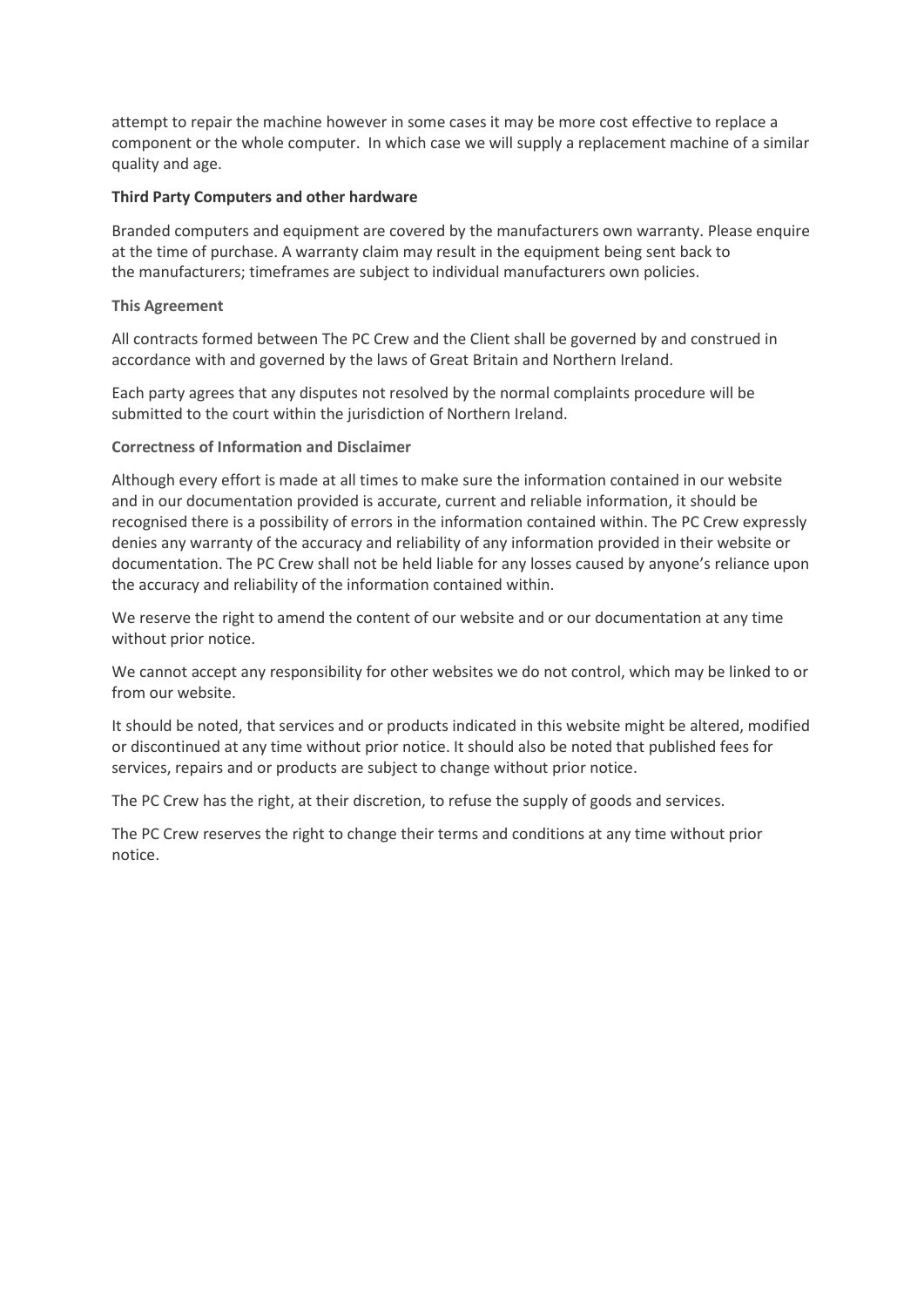attempt to repair the machine however in some cases it may be more cost effective to replace a component or the whole computer. In which case we will supply a replacement machine of a similar quality and age.

**Third Party Computers and other hardware**

Branded computers and equipment are covered by the manufacturers own warranty. Please enquire at the time of purchase. A warranty claim may result in the equipment being sent back to the manufacturers; timeframes are subject to individual manufacturers own policies.

**This Agreement**

All contracts formed between The PC Crew and the Client shall be governed by and construed in accordance with and governed by the laws of Great Britain and Northern Ireland.

Each party agrees that any disputes not resolved by the normal complaints procedure will be submitted to the court within the jurisdiction of Northern Ireland.

**Correctness of Information and Disclaimer**

Although every effort is made at all times to make sure the information contained in our website and in our documentation provided is accurate, current and reliable information, it should be recognised there is a possibility of errors in the information contained within. The PC Crew expressly denies any warranty of the accuracy and reliability of any information provided in their website or documentation. The PC Crew shall not be held liable for any losses caused by anyone's reliance upon the accuracy and reliability of the information contained within.

We reserve the right to amend the content of our website and or our documentation at any time without prior notice.

We cannot accept any responsibility for other websites we do not control, which may be linked to or from our website.

It should be noted, that services and or products indicated in this website might be altered, modified or discontinued at any time without prior notice. It should also be noted that published fees for services, repairs and or products are subject to change without prior notice.

The PC Crew has the right, at their discretion, to refuse the supply of goods and services.

The PC Crew reserves the right to change their terms and conditions at any time without prior notice.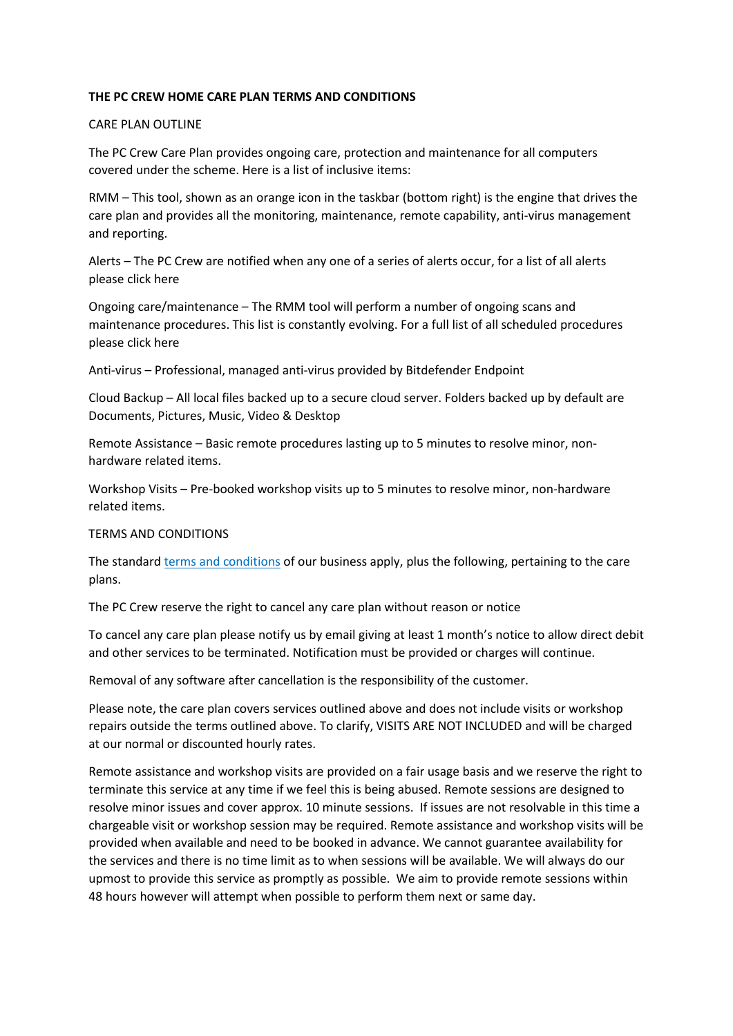**THE PC CREW HOME CARE PLAN TERMS AND CONDITIONS**

CARE PLAN OUTLINE

The PC Crew Care Plan provides ongoing care, protection and maintenance for all computers covered under the scheme. Here is a list of inclusive items:

RMM – This tool, shown as an orange icon in the taskbar (bottom right) is the engine that drives the care plan and provides all the monitoring, maintenance, remote capability, anti-virus management and reporting.

Alerts – The PC Crew are notified when any one of a series of alerts occur, for a list of all alerts please click here

Ongoing care/maintenance – The RMM tool will perform a number of ongoing scans and maintenance procedures. This list is constantly evolving. For a full list of all scheduled procedures please click here

Anti-virus – Professional, managed anti-virus provided by Bitdefender Endpoint

Cloud Backup – All local files backed up to a secure cloud server. Folders backed up by default are Documents, Pictures, Music, Video & Desktop

Remote Assistance – Basic remote procedures lasting up to 5 minutes to resolve minor, non-hardware related items.

Workshop Visits – Pre-booked workshop visits up to 5 minutes to resolve minor, non-hardware related items.

TERMS AND CONDITIONS

The standard [terms and conditions]() of our business apply, plus the following, pertaining to the care plans.

The PC Crew reserve the right to cancel any care plan without reason or notice

To cancel any care plan please notify us by email giving at least 1 month's notice to allow direct debit and other services to be terminated. Notification must be provided or charges will continue.

Removal of any software after cancellation is the responsibility of the customer.

Please note, the care plan covers services outlined above and does not include visits or workshop repairs outside the terms outlined above. To clarify, VISITS ARE NOT INCLUDED and will be charged at our normal or discounted hourly rates.

Remote assistance and workshop visits are provided on a fair usage basis and we reserve the right to terminate this service at any time if we feel this is being abused. Remote sessions are designed to resolve minor issues and cover approx. 10 minute sessions. If issues are not resolvable in this time a chargeable visit or workshop session may be required. Remote assistance and workshop visits will be provided when available and need to be booked in advance. We cannot guarantee availability for the services and there is no time limit as to when sessions will be available. We will always do our upmost to provide this service as promptly as possible. We aim to provide remote sessions within 48 hours however will attempt when possible to perform them next or same day.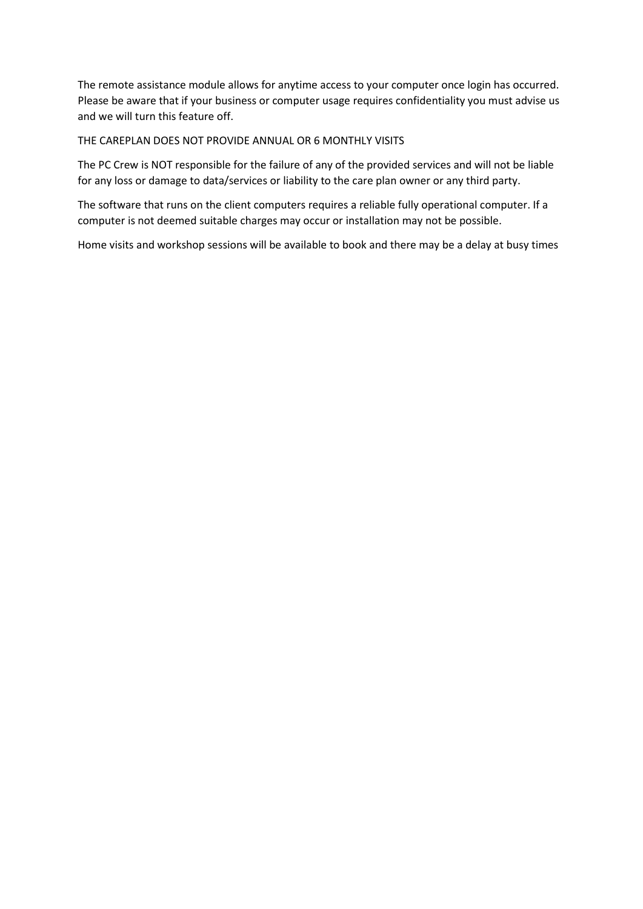The remote assistance module allows for anytime access to your computer once login has occurred. Please be aware that if your business or computer usage requires confidentiality you must advise us and we will turn this feature off.

THE CAREPLAN DOES NOT PROVIDE ANNUAL OR 6 MONTHLY VISITS

The PC Crew is NOT responsible for the failure of any of the provided services and will not be liable for any loss or damage to data/services or liability to the care plan owner or any third party.

The software that runs on the client computers requires a reliable fully operational computer. If a computer is not deemed suitable charges may occur or installation may not be possible.

Home visits and workshop sessions will be available to book and there may be a delay at busy times